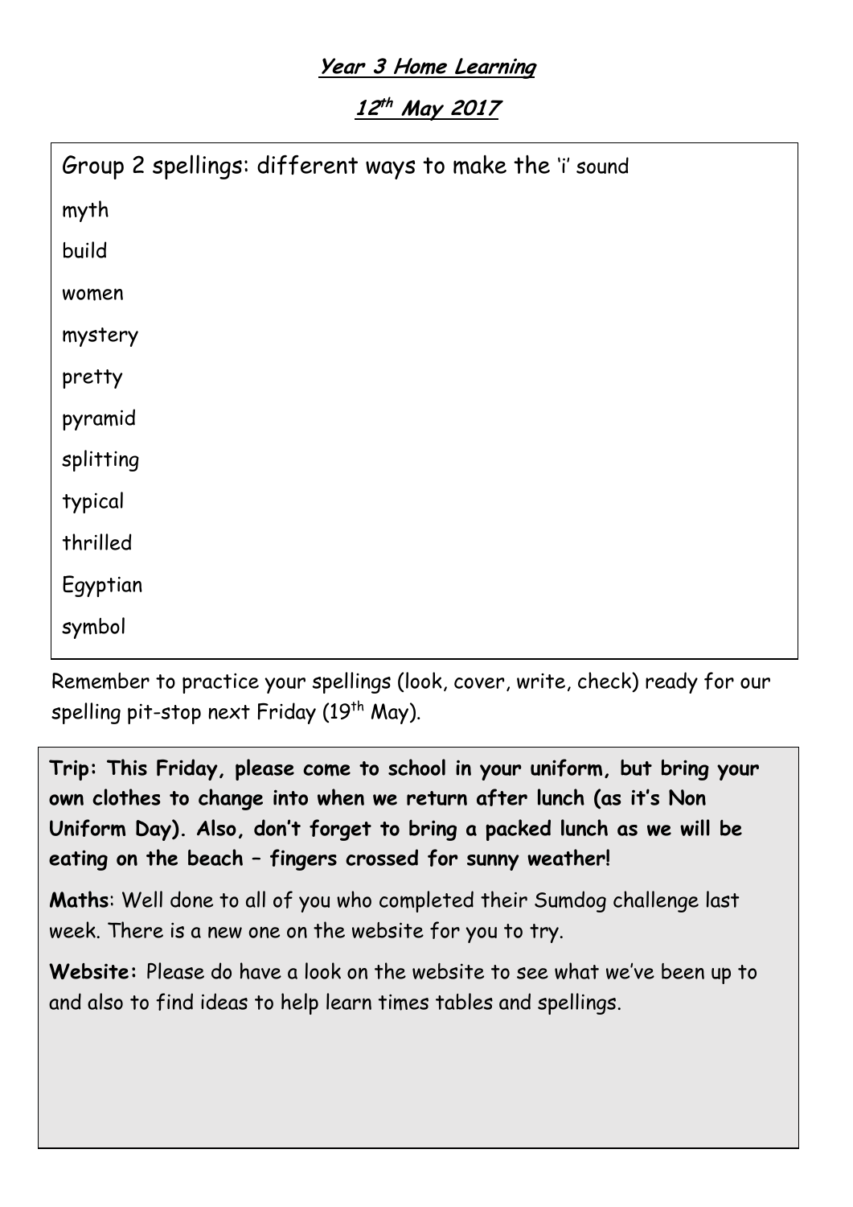**Year 3 Home Learning**

**12th May 2017**

Group 2 spellings: different ways to make the 'i' sound

myth

build

women

mystery

pretty

pyramid

splitting

typical

thrilled

Egyptian

symbol

Remember to practice your spellings (look, cover, write, check) ready for our spelling pit-stop next Friday (19th May).

**Trip: This Friday, please come to school in your uniform, but bring your own clothes to change into when we return after lunch (as it's Non Uniform Day). Also, don't forget to bring a packed lunch as we will be eating on the beach – fingers crossed for sunny weather!**

**Maths**: Well done to all of you who completed their Sumdog challenge last week. There is a new one on the website for you to try.

**Website:** Please do have a look on the website to see what we've been up to and also to find ideas to help learn times tables and spellings.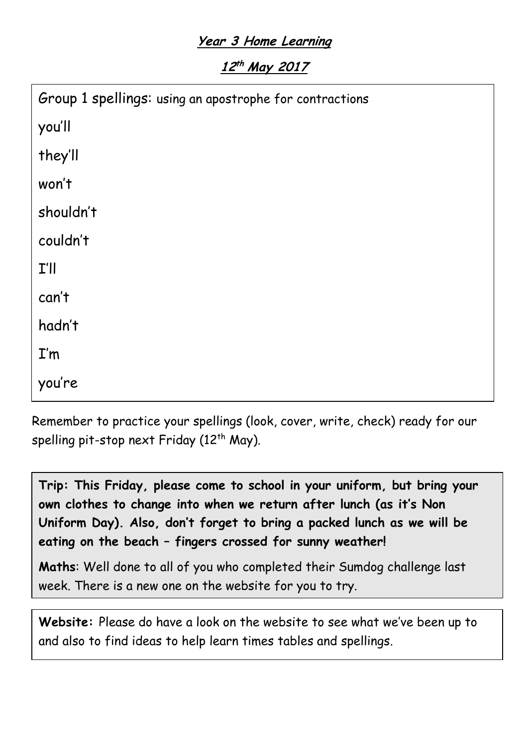**Year 3 Home Learning**

**12th May 2017**

Group 1 spellings: using an apostrophe for contractions

you'll

they'll

won't

shouldn't

couldn't

I'll

can't

hadn't

I'm

you're

Remember to practice your spellings (look, cover, write, check) ready for our spelling pit-stop next Friday (12th May).

**Trip: This Friday, please come to school in your uniform, but bring your own clothes to change into when we return after lunch (as it's Non Uniform Day). Also, don't forget to bring a packed lunch as we will be eating on the beach – fingers crossed for sunny weather!**

**Maths**: Well done to all of you who completed their Sumdog challenge last week. There is a new one on the website for you to try.

**Website:** Please do have a look on the website to see what we've been up to and also to find ideas to help learn times tables and spellings.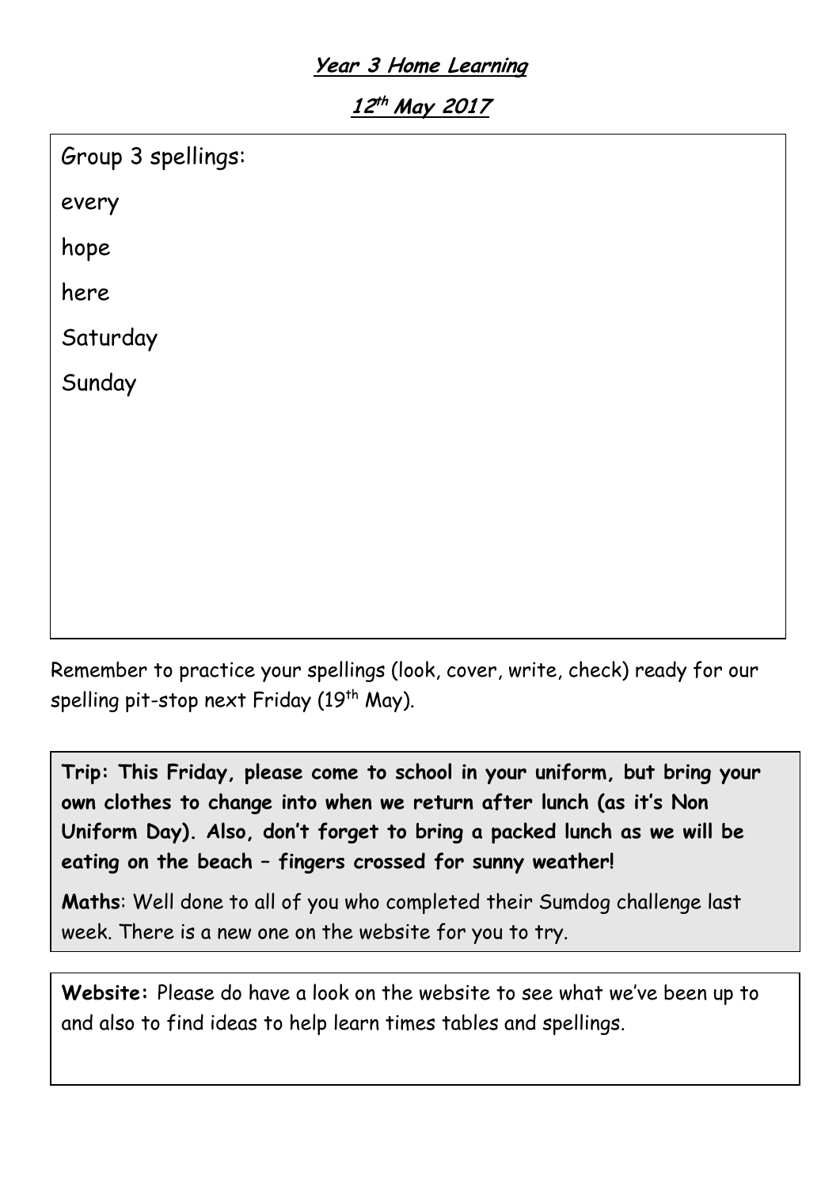## ***Year 3 Home Learning***

## ***12th May 2017***

Group 3 spellings:

every

hope

here

Saturday

Sunday

Remember to practice your spellings (look, cover, write, check) ready for our spelling pit-stop next Friday (19th May).

**Trip: This Friday, please come to school in your uniform, but bring your own clothes to change into when we return after lunch (as it's Non Uniform Day). Also, don't forget to bring a packed lunch as we will be eating on the beach – fingers crossed for sunny weather!**

**Maths**: Well done to all of you who completed their Sumdog challenge last week. There is a new one on the website for you to try.

**Website:** Please do have a look on the website to see what we've been up to and also to find ideas to help learn times tables and spellings.